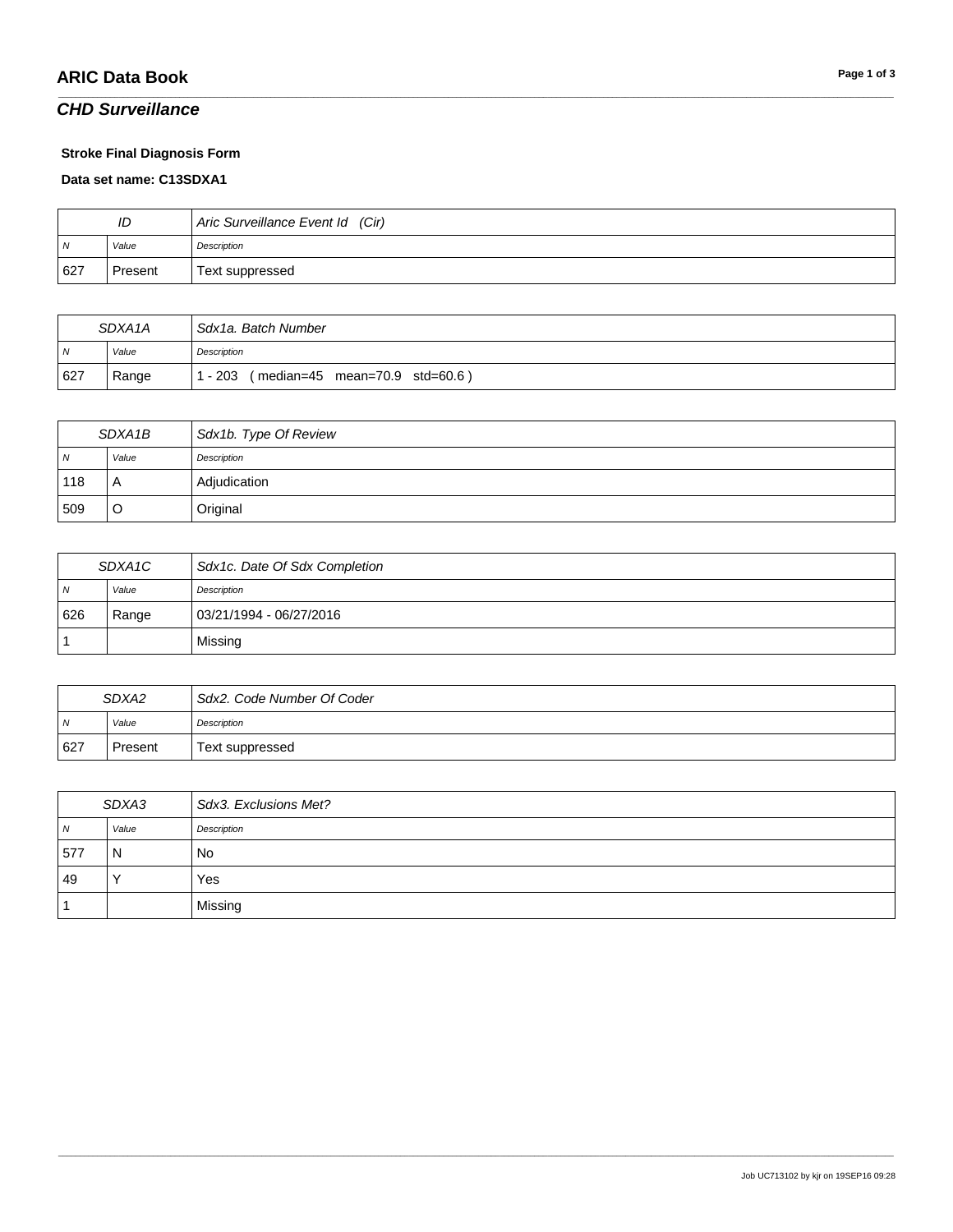# ARIC Data Book

## *CHD Surveillance*

**Stroke Final Diagnosis Form**

**Data set name: C13SDXA1**

| ID | | *Aric Surveillance Event Id (Cir)* |
|---|---|---|
| *N* | *Value* | *Description* |
| 627 | Present | Text suppressed |

| SDXA1A | | *Sdx1a. Batch Number* |
|---|---|---|
| *N* | *Value* | *Description* |
| 627 | Range | 1 - 203 ( median=45 mean=70.9 std=60.6 ) |

| SDXA1B | | *Sdx1b. Type Of Review* |
|---|---|---|
| *N* | *Value* | *Description* |
| 118 | A | Adjudication |
| 509 | O | Original |

| SDXA1C | | *Sdx1c. Date Of Sdx Completion* |
|---|---|---|
| *N* | *Value* | *Description* |
| 626 | Range | 03/21/1994 - 06/27/2016 |
| 1 | | Missing |

| SDXA2 | | *Sdx2. Code Number Of Coder* |
|---|---|---|
| *N* | *Value* | *Description* |
| 627 | Present | Text suppressed |

| SDXA3 | | *Sdx3. Exclusions Met?* |
|---|---|---|
| *N* | *Value* | *Description* |
| 577 | N | No |
| 49 | Y | Yes |
| 1 | | Missing |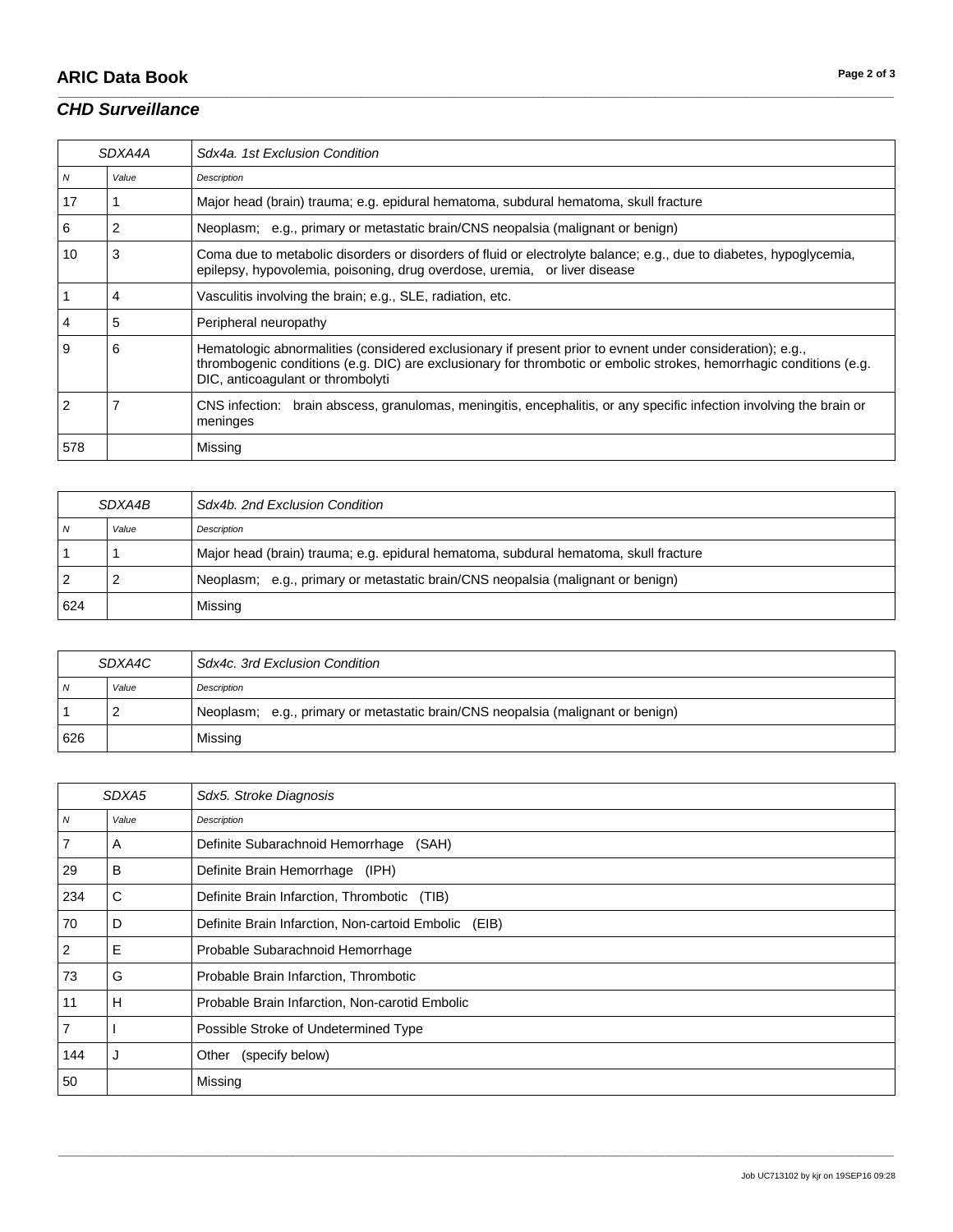| SDXA4A | | Sdx4a. 1st Exclusion Condition |
|---|---|---|
| N | Value | Description |
| 17 | 1 | Major head (brain) trauma; e.g. epidural hematoma, subdural hematoma, skull fracture |
| 6 | 2 | Neoplasm;   e.g., primary or metastatic brain/CNS neopalsia (malignant or benign) |
| 10 | 3 | Coma due to metabolic disorders or disorders of fluid or electrolyte balance; e.g., due to diabetes, hypoglycemia, epilepsy, hypovolemia, poisoning, drug overdose, uremia,   or liver disease |
| 1 | 4 | Vasculitis involving the brain; e.g., SLE, radiation, etc. |
| 4 | 5 | Peripheral neuropathy |
| 9 | 6 | Hematologic abnormalities (considered exclusionary if present prior to evnent under consideration); e.g., thrombogenic conditions (e.g. DIC) are exclusionary for thrombotic or embolic strokes, hemorrhagic conditions (e.g. DIC, anticoagulant or thrombolyti |
| 2 | 7 | CNS infection:   brain abscess, granulomas, meningitis, encephalitis, or any specific infection involving the brain or meninges |
| 578 | | Missing |

| SDXA4B | | Sdx4b. 2nd Exclusion Condition |
|---|---|---|
| N | Value | Description |
| 1 | 1 | Major head (brain) trauma; e.g. epidural hematoma, subdural hematoma, skull fracture |
| 2 | 2 | Neoplasm;   e.g., primary or metastatic brain/CNS neopalsia (malignant or benign) |
| 624 | | Missing |

| SDXA4C | | Sdx4c. 3rd Exclusion Condition |
|---|---|---|
| N | Value | Description |
| 1 | 2 | Neoplasm;   e.g., primary or metastatic brain/CNS neopalsia (malignant or benign) |
| 626 | | Missing |

| SDXA5 | | Sdx5. Stroke Diagnosis |
|---|---|---|
| N | Value | Description |
| 7 | A | Definite Subarachnoid Hemorrhage   (SAH) |
| 29 | B | Definite Brain Hemorrhage   (IPH) |
| 234 | C | Definite Brain Infarction, Thrombotic   (TIB) |
| 70 | D | Definite Brain Infarction, Non-cartoid Embolic   (EIB) |
| 2 | E | Probable Subarachnoid Hemorrhage |
| 73 | G | Probable Brain Infarction, Thrombotic |
| 11 | H | Probable Brain Infarction, Non-carotid Embolic |
| 7 | I | Possible Stroke of Undetermined Type |
| 144 | J | Other   (specify below) |
| 50 | | Missing |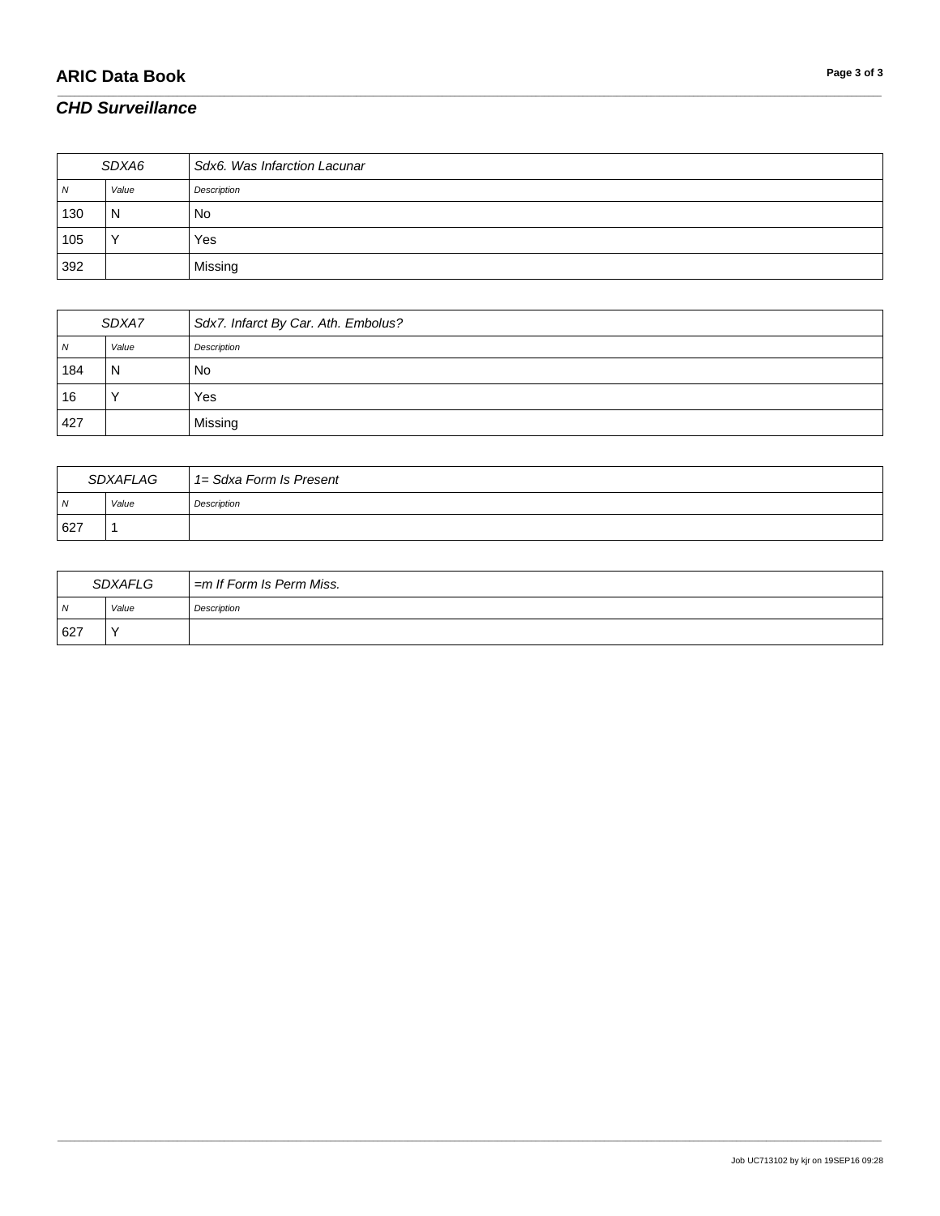| SDXA6 | | Sdx6. Was Infarction Lacunar |
|---|---|---|
| *N* | *Value* | *Description* |
| 130 | N | No |
| 105 | Y | Yes |
| 392 | | Missing |

| SDXA7 | | Sdx7. Infarct By Car. Ath. Embolus? |
|---|---|---|
| *N* | *Value* | *Description* |
| 184 | N | No |
| 16 | Y | Yes |
| 427 | | Missing |

| SDXAFLAG | | 1= Sdxa Form Is Present |
|---|---|---|
| *N* | *Value* | *Description* |
| 627 | 1 | |

| SDXAFLG | | =m If Form Is Perm Miss. |
|---|---|---|
| *N* | *Value* | *Description* |
| 627 | Y | |